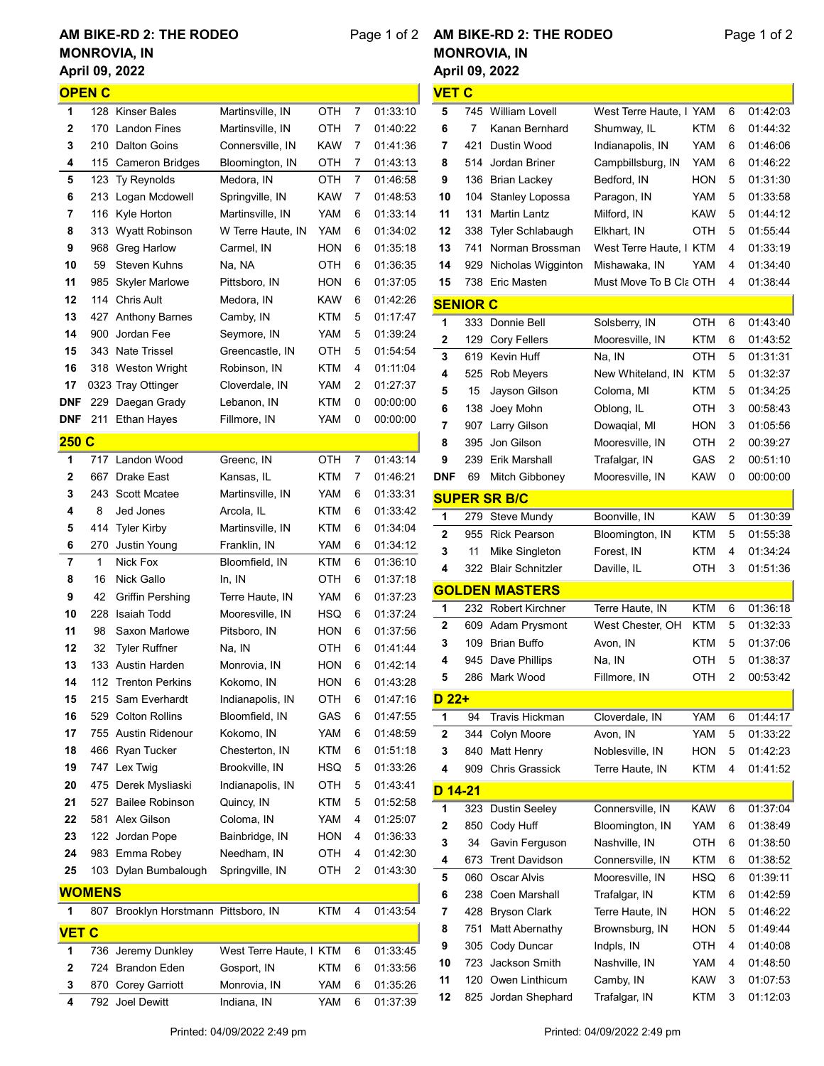# AM BIKE-RD 2: THE RODEO

**MONROVIA, IN**

**April 09, 2022**

## OPEN C

| Pos | # | Name | Hometown | Brand | Laps | Time |
|---|---|---|---|---|---|---|
| 1 | 128 | Kinser Bales | Martinsville, IN | OTH | 7 | 01:33:10 |
| 2 | 170 | Landon Fines | Martinsville, IN | OTH | 7 | 01:40:22 |
| 3 | 210 | Dalton Goins | Connersville, IN | KAW | 7 | 01:41:36 |
| 4 | 115 | Cameron Bridges | Bloomington, IN | OTH | 7 | 01:43:13 |
| 5 | 123 | Ty Reynolds | Medora, IN | OTH | 7 | 01:46:58 |
| 6 | 213 | Logan Mcdowell | Springville, IN | KAW | 7 | 01:48:53 |
| 7 | 116 | Kyle Horton | Martinsville, IN | YAM | 6 | 01:33:14 |
| 8 | 313 | Wyatt Robinson | W Terre Haute, IN | YAM | 6 | 01:34:02 |
| 9 | 968 | Greg Harlow | Carmel, IN | HON | 6 | 01:35:18 |
| 10 | 59 | Steven Kuhns | Na, NA | OTH | 6 | 01:36:35 |
| 11 | 985 | Skyler Marlowe | Pittsboro, IN | HON | 6 | 01:37:05 |
| 12 | 114 | Chris Ault | Medora, IN | KAW | 6 | 01:42:26 |
| 13 | 427 | Anthony Barnes | Camby, IN | KTM | 5 | 01:17:47 |
| 14 | 900 | Jordan Fee | Seymore, IN | YAM | 5 | 01:39:24 |
| 15 | 343 | Nate Trissel | Greencastle, IN | OTH | 5 | 01:54:54 |
| 16 | 318 | Weston Wright | Robinson, IN | KTM | 4 | 01:11:04 |
| 17 | 0323 | Tray Ottinger | Cloverdale, IN | YAM | 2 | 01:27:37 |
| DNF | 229 | Daegan Grady | Lebanon, IN | KTM | 0 | 00:00:00 |
| DNF | 211 | Ethan Hayes | Fillmore, IN | YAM | 0 | 00:00:00 |

## 250 C

| Pos | # | Name | Hometown | Brand | Laps | Time |
|---|---|---|---|---|---|---|
| 1 | 717 | Landon Wood | Greenc, IN | OTH | 7 | 01:43:14 |
| 2 | 667 | Drake East | Kansas, IL | KTM | 7 | 01:46:21 |
| 3 | 243 | Scott Mcatee | Martinsville, IN | YAM | 6 | 01:33:31 |
| 4 | 8 | Jed Jones | Arcola, IL | KTM | 6 | 01:33:42 |
| 5 | 414 | Tyler Kirby | Martinsville, IN | KTM | 6 | 01:34:04 |
| 6 | 270 | Justin Young | Franklin, IN | YAM | 6 | 01:34:12 |
| 7 | 1 | Nick Fox | Bloomfield, IN | KTM | 6 | 01:36:10 |
| 8 | 16 | Nick Gallo | In, IN | OTH | 6 | 01:37:18 |
| 9 | 42 | Griffin Pershing | Terre Haute, IN | YAM | 6 | 01:37:23 |
| 10 | 228 | Isaiah Todd | Mooresville, IN | HSQ | 6 | 01:37:24 |
| 11 | 98 | Saxon Marlowe | Pitsboro, IN | HON | 6 | 01:37:56 |
| 12 | 32 | Tyler Ruffner | Na, IN | OTH | 6 | 01:41:44 |
| 13 | 133 | Austin Harden | Monrovia, IN | HON | 6 | 01:42:14 |
| 14 | 112 | Trenton Perkins | Kokomo, IN | HON | 6 | 01:43:28 |
| 15 | 215 | Sam Everhardt | Indianapolis, IN | OTH | 6 | 01:47:16 |
| 16 | 529 | Colton Rollins | Bloomfield, IN | GAS | 6 | 01:47:55 |
| 17 | 755 | Austin Ridenour | Kokomo, IN | YAM | 6 | 01:48:59 |
| 18 | 466 | Ryan Tucker | Chesterton, IN | KTM | 6 | 01:51:18 |
| 19 | 747 | Lex Twig | Brookville, IN | HSQ | 5 | 01:33:26 |
| 20 | 475 | Derek Mysliaski | Indianapolis, IN | OTH | 5 | 01:43:41 |
| 21 | 527 | Bailee Robinson | Quincy, IN | KTM | 5 | 01:52:58 |
| 22 | 581 | Alex Gilson | Coloma, IN | YAM | 4 | 01:25:07 |
| 23 | 122 | Jordan Pope | Bainbridge, IN | HON | 4 | 01:36:33 |
| 24 | 983 | Emma Robey | Needham, IN | OTH | 4 | 01:42:30 |
| 25 | 103 | Dylan Bumbalough | Springville, IN | OTH | 2 | 01:43:30 |

## WOMENS

| Pos | # | Name | Hometown | Brand | Laps | Time |
|---|---|---|---|---|---|---|
| 1 | 807 | Brooklyn Horstmann | Pittsboro, IN | KTM | 4 | 01:43:54 |

## VET C

| Pos | # | Name | Hometown | Brand | Laps | Time |
|---|---|---|---|---|---|---|
| 1 | 736 | Jeremy Dunkley | West Terre Haute, I | KTM | 6 | 01:33:45 |
| 2 | 724 | Brandon Eden | Gosport, IN | KTM | 6 | 01:33:56 |
| 3 | 870 | Corey Garriott | Monrovia, IN | YAM | 6 | 01:35:26 |
| 4 | 792 | Joel Dewitt | Indiana, IN | YAM | 6 | 01:37:39 |
| 5 | 745 | William Lovell | West Terre Haute, I | YAM | 6 | 01:42:03 |
| 6 | 7 | Kanan Bernhard | Shumway, IL | KTM | 6 | 01:44:32 |
| 7 | 421 | Dustin Wood | Indianapolis, IN | YAM | 6 | 01:46:06 |
| 8 | 514 | Jordan Briner | Campbillsburg, IN | YAM | 6 | 01:46:22 |
| 9 | 136 | Brian Lackey | Bedford, IN | HON | 5 | 01:31:30 |
| 10 | 104 | Stanley Lopossa | Paragon, IN | YAM | 5 | 01:33:58 |
| 11 | 131 | Martin Lantz | Milford, IN | KAW | 5 | 01:44:12 |
| 12 | 338 | Tyler Schlabaugh | Elkhart, IN | OTH | 5 | 01:55:44 |
| 13 | 741 | Norman Brossman | West Terre Haute, I | KTM | 4 | 01:33:19 |
| 14 | 929 | Nicholas Wigginton | Mishawaka, IN | YAM | 4 | 01:34:40 |
| 15 | 738 | Eric Masten | Must Move To B Cla | OTH | 4 | 01:38:44 |

## SENIOR C

| Pos | # | Name | Hometown | Brand | Laps | Time |
|---|---|---|---|---|---|---|
| 1 | 333 | Donnie Bell | Solsberry, IN | OTH | 6 | 01:43:40 |
| 2 | 129 | Cory Fellers | Mooresville, IN | KTM | 6 | 01:43:52 |
| 3 | 619 | Kevin Huff | Na, IN | OTH | 5 | 01:31:31 |
| 4 | 525 | Rob Meyers | New Whiteland, IN | KTM | 5 | 01:32:37 |
| 5 | 15 | Jayson Gilson | Coloma, MI | KTM | 5 | 01:34:25 |
| 6 | 138 | Joey Mohn | Oblong, IL | OTH | 3 | 00:58:43 |
| 7 | 907 | Larry Gilson | Dowaqial, MI | HON | 3 | 01:05:56 |
| 8 | 395 | Jon Gilson | Mooresville, IN | OTH | 2 | 00:39:27 |
| 9 | 239 | Erik Marshall | Trafalgar, IN | GAS | 2 | 00:51:10 |
| DNF | 69 | Mitch Gibboney | Mooresville, IN | KAW | 0 | 00:00:00 |

## SUPER SR B/C

| Pos | # | Name | Hometown | Brand | Laps | Time |
|---|---|---|---|---|---|---|
| 1 | 279 | Steve Mundy | Boonville, IN | KAW | 5 | 01:30:39 |
| 2 | 955 | Rick Pearson | Bloomington, IN | KTM | 5 | 01:55:38 |
| 3 | 11 | Mike Singleton | Forest, IN | KTM | 4 | 01:34:24 |
| 4 | 322 | Blair Schnitzler | Daville, IL | OTH | 3 | 01:51:36 |

## GOLDEN MASTERS

| Pos | # | Name | Hometown | Brand | Laps | Time |
|---|---|---|---|---|---|---|
| 1 | 232 | Robert Kirchner | Terre Haute, IN | KTM | 6 | 01:36:18 |
| 2 | 609 | Adam Prysmont | West Chester, OH | KTM | 5 | 01:32:33 |
| 3 | 109 | Brian Buffo | Avon, IN | KTM | 5 | 01:37:06 |
| 4 | 945 | Dave Phillips | Na, IN | OTH | 5 | 01:38:37 |
| 5 | 286 | Mark Wood | Fillmore, IN | OTH | 2 | 00:53:42 |

## D 22+

| Pos | # | Name | Hometown | Brand | Laps | Time |
|---|---|---|---|---|---|---|
| 1 | 94 | Travis Hickman | Cloverdale, IN | YAM | 6 | 01:44:17 |
| 2 | 344 | Colyn Moore | Avon, IN | YAM | 5 | 01:33:22 |
| 3 | 840 | Matt Henry | Noblesville, IN | HON | 5 | 01:42:23 |
| 4 | 909 | Chris Grassick | Terre Haute, IN | KTM | 4 | 01:41:52 |

## D 14-21

| Pos | # | Name | Hometown | Brand | Laps | Time |
|---|---|---|---|---|---|---|
| 1 | 323 | Dustin Seeley | Connersville, IN | KAW | 6 | 01:37:04 |
| 2 | 850 | Cody Huff | Bloomington, IN | YAM | 6 | 01:38:49 |
| 3 | 34 | Gavin Ferguson | Nashville, IN | OTH | 6 | 01:38:50 |
| 4 | 673 | Trent Davidson | Connersville, IN | KTM | 6 | 01:38:52 |
| 5 | 060 | Oscar Alvis | Mooresville, IN | HSQ | 6 | 01:39:11 |
| 6 | 238 | Coen Marshall | Trafalgar, IN | KTM | 6 | 01:42:59 |
| 7 | 428 | Bryson Clark | Terre Haute, IN | HON | 5 | 01:46:22 |
| 8 | 751 | Matt Abernathy | Brownsburg, IN | HON | 5 | 01:49:44 |
| 9 | 305 | Cody Duncar | Indpls, IN | OTH | 4 | 01:40:08 |
| 10 | 723 | Jackson Smith | Nashville, IN | YAM | 4 | 01:48:50 |
| 11 | 120 | Owen Linthicum | Camby, IN | KAW | 3 | 01:07:53 |
| 12 | 825 | Jordan Shephard | Trafalgar, IN | KTM | 3 | 01:12:03 |

Printed: 04/09/2022 2:49 pm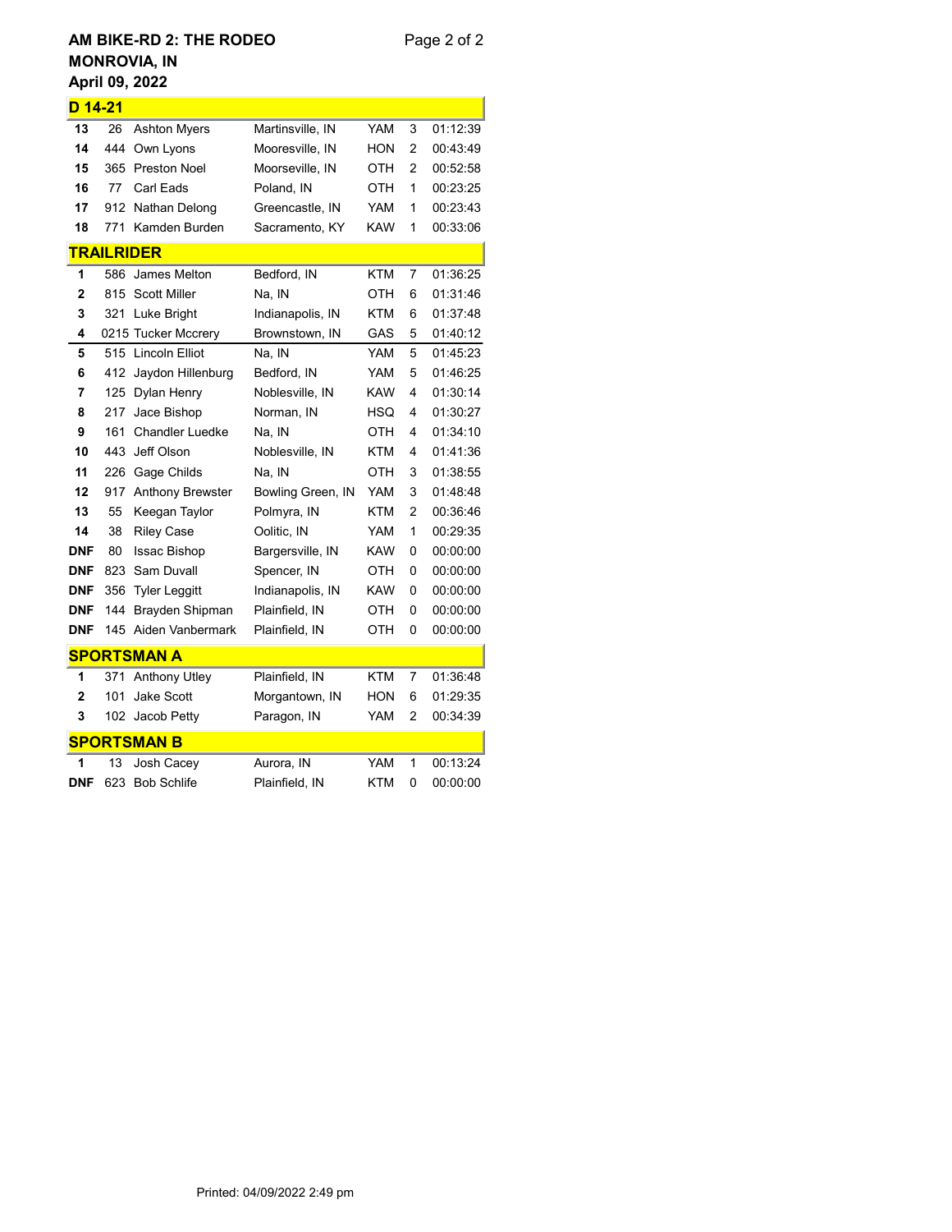**AM BIKE-RD 2: THE RODEO**
**MONROVIA, IN**
**April 09, 2022**

## D 14-21

| | | | | | | |
|---|---|---|---|---|---|---|
| **13** | 26 | Ashton Myers | Martinsville, IN | YAM | 3 | 01:12:39 |
| **14** | 444 | Own Lyons | Mooresville, IN | HON | 2 | 00:43:49 |
| **15** | 365 | Preston Noel | Moorseville, IN | OTH | 2 | 00:52:58 |
| **16** | 77 | Carl Eads | Poland, IN | OTH | 1 | 00:23:25 |
| **17** | 912 | Nathan Delong | Greencastle, IN | YAM | 1 | 00:23:43 |
| **18** | 771 | Kamden Burden | Sacramento, KY | KAW | 1 | 00:33:06 |

## TRAILRIDER

| | | | | | | |
|---|---|---|---|---|---|---|
| **1** | 586 | James Melton | Bedford, IN | KTM | 7 | 01:36:25 |
| **2** | 815 | Scott Miller | Na, IN | OTH | 6 | 01:31:46 |
| **3** | 321 | Luke Bright | Indianapolis, IN | KTM | 6 | 01:37:48 |
| **4** | 0215 | Tucker Mccrery | Brownstown, IN | GAS | 5 | 01:40:12 |
| **5** | 515 | Lincoln Elliot | Na, IN | YAM | 5 | 01:45:23 |
| **6** | 412 | Jaydon Hillenburg | Bedford, IN | YAM | 5 | 01:46:25 |
| **7** | 125 | Dylan Henry | Noblesville, IN | KAW | 4 | 01:30:14 |
| **8** | 217 | Jace Bishop | Norman, IN | HSQ | 4 | 01:30:27 |
| **9** | 161 | Chandler Luedke | Na, IN | OTH | 4 | 01:34:10 |
| **10** | 443 | Jeff Olson | Noblesville, IN | KTM | 4 | 01:41:36 |
| **11** | 226 | Gage Childs | Na, IN | OTH | 3 | 01:38:55 |
| **12** | 917 | Anthony Brewster | Bowling Green, IN | YAM | 3 | 01:48:48 |
| **13** | 55 | Keegan Taylor | Polmyra, IN | KTM | 2 | 00:36:46 |
| **14** | 38 | Riley Case | Oolitic, IN | YAM | 1 | 00:29:35 |
| **DNF** | 80 | Issac Bishop | Bargersville, IN | KAW | 0 | 00:00:00 |
| **DNF** | 823 | Sam Duvall | Spencer, IN | OTH | 0 | 00:00:00 |
| **DNF** | 356 | Tyler Leggitt | Indianapolis, IN | KAW | 0 | 00:00:00 |
| **DNF** | 144 | Brayden Shipman | Plainfield, IN | OTH | 0 | 00:00:00 |
| **DNF** | 145 | Aiden Vanbermark | Plainfield, IN | OTH | 0 | 00:00:00 |

## SPORTSMAN A

| | | | | | | |
|---|---|---|---|---|---|---|
| **1** | 371 | Anthony Utley | Plainfield, IN | KTM | 7 | 01:36:48 |
| **2** | 101 | Jake Scott | Morgantown, IN | HON | 6 | 01:29:35 |
| **3** | 102 | Jacob Petty | Paragon, IN | YAM | 2 | 00:34:39 |

## SPORTSMAN B

| | | | | | | |
|---|---|---|---|---|---|---|
| **1** | 13 | Josh Cacey | Aurora, IN | YAM | 1 | 00:13:24 |
| **DNF** | 623 | Bob Schlife | Plainfield, IN | KTM | 0 | 00:00:00 |

Printed: 04/09/2022 2:49 pm